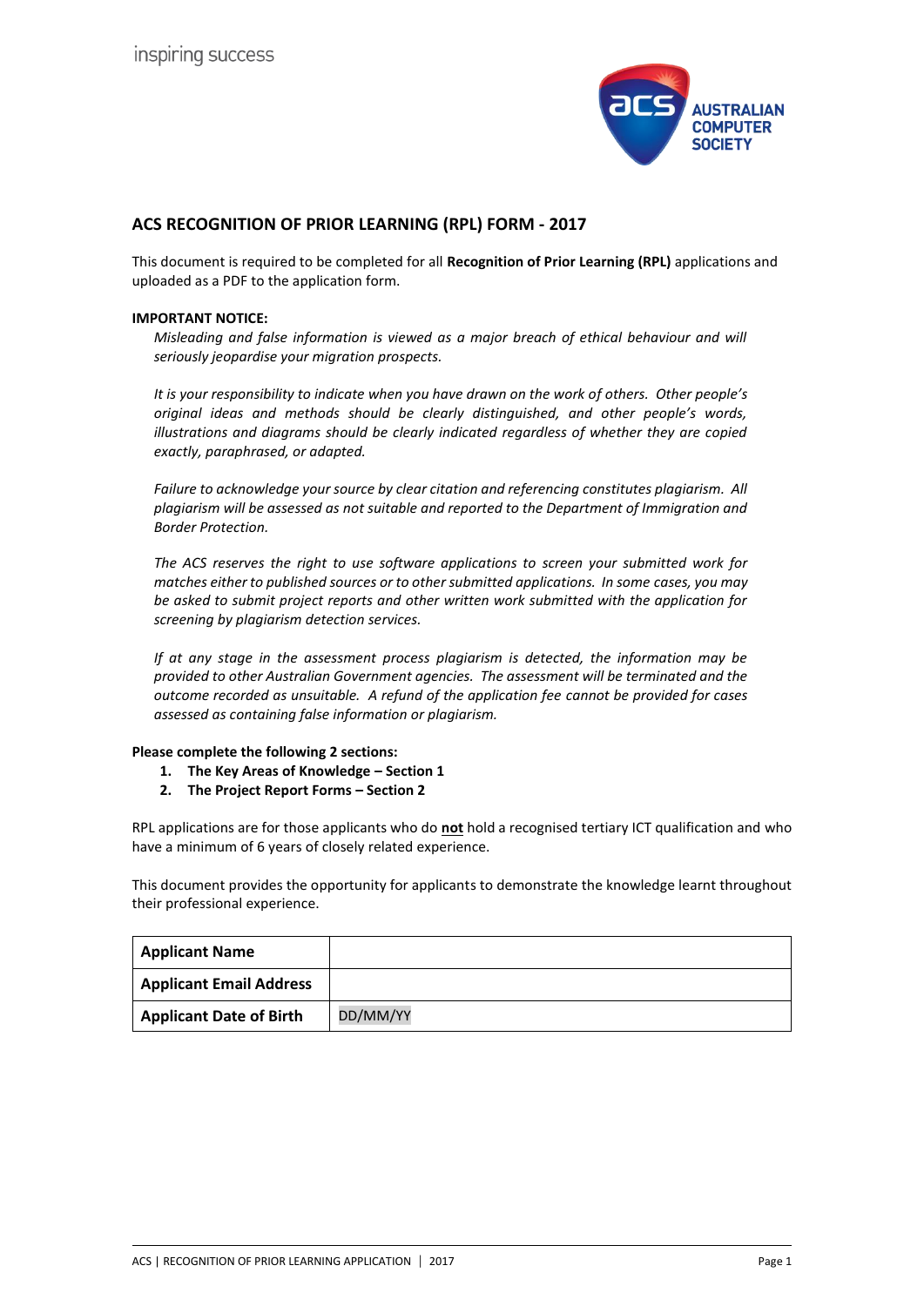inspiring success

AUSTRALIAN COMPUTER SOCIETY

# ACS RECOGNITION OF PRIOR LEARNING (RPL) FORM - 2017

This document is required to be completed for all **Recognition of Prior Learning (RPL)** applications and uploaded as a PDF to the application form.

**IMPORTANT NOTICE:**

*Misleading and false information is viewed as a major breach of ethical behaviour and will seriously jeopardise your migration prospects.*

*It is your responsibility to indicate when you have drawn on the work of others. Other people's original ideas and methods should be clearly distinguished, and other people's words, illustrations and diagrams should be clearly indicated regardless of whether they are copied exactly, paraphrased, or adapted.*

*Failure to acknowledge your source by clear citation and referencing constitutes plagiarism. All plagiarism will be assessed as not suitable and reported to the Department of Immigration and Border Protection.*

*The ACS reserves the right to use software applications to screen your submitted work for matches either to published sources or to other submitted applications. In some cases, you may be asked to submit project reports and other written work submitted with the application for screening by plagiarism detection services.*

*If at any stage in the assessment process plagiarism is detected, the information may be provided to other Australian Government agencies. The assessment will be terminated and the outcome recorded as unsuitable. A refund of the application fee cannot be provided for cases assessed as containing false information or plagiarism.*

**Please complete the following 2 sections:**

1. **The Key Areas of Knowledge – Section 1**
2. **The Project Report Forms – Section 2**

RPL applications are for those applicants who do **not** hold a recognised tertiary ICT qualification and who have a minimum of 6 years of closely related experience.

This document provides the opportunity for applicants to demonstrate the knowledge learnt throughout their professional experience.

| **Applicant Name** | |
|---|---|
| **Applicant Email Address** | |
| **Applicant Date of Birth** | DD/MM/YY |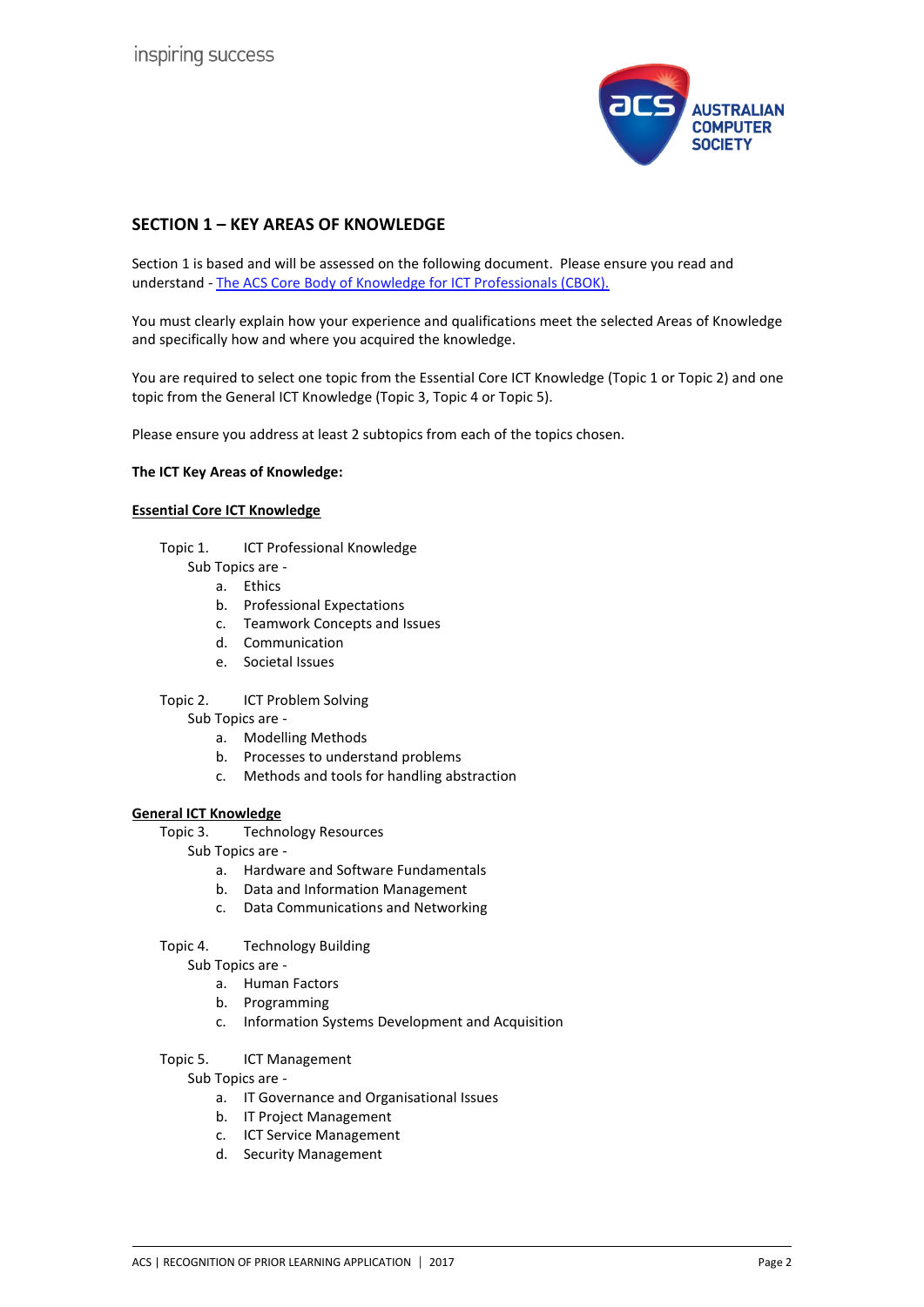## SECTION 1 – KEY AREAS OF KNOWLEDGE

Section 1 is based and will be assessed on the following document. Please ensure you read and understand - [The ACS Core Body of Knowledge for ICT Professionals (CBOK).]()

You must clearly explain how your experience and qualifications meet the selected Areas of Knowledge and specifically how and where you acquired the knowledge.

You are required to select one topic from the Essential Core ICT Knowledge (Topic 1 or Topic 2) and one topic from the General ICT Knowledge (Topic 3, Topic 4 or Topic 5).

Please ensure you address at least 2 subtopics from each of the topics chosen.

**The ICT Key Areas of Knowledge:**

**Essential Core ICT Knowledge**

Topic 1. ICT Professional Knowledge

Sub Topics are -

a. Ethics
b. Professional Expectations
c. Teamwork Concepts and Issues
d. Communication
e. Societal Issues

Topic 2. ICT Problem Solving

Sub Topics are -

a. Modelling Methods
b. Processes to understand problems
c. Methods and tools for handling abstraction

**General ICT Knowledge**

Topic 3. Technology Resources

Sub Topics are -

a. Hardware and Software Fundamentals
b. Data and Information Management
c. Data Communications and Networking

Topic 4. Technology Building

Sub Topics are -

a. Human Factors
b. Programming
c. Information Systems Development and Acquisition

Topic 5. ICT Management

Sub Topics are -

a. IT Governance and Organisational Issues
b. IT Project Management
c. ICT Service Management
d. Security Management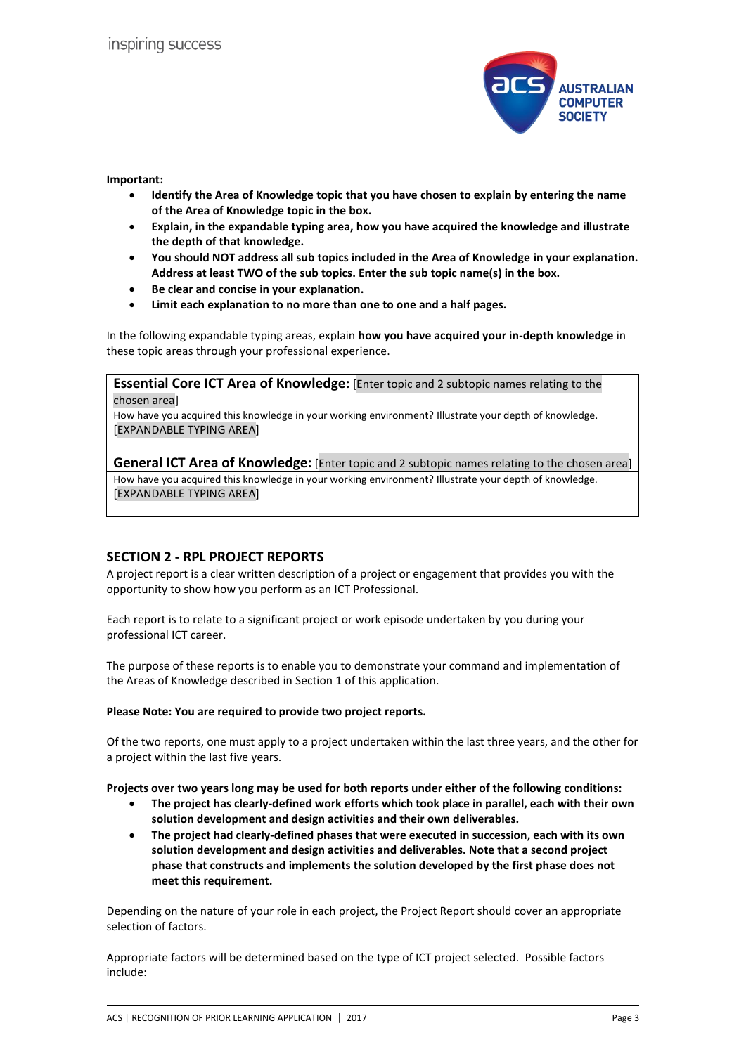**Important:**

- **Identify the Area of Knowledge topic that you have chosen to explain by entering the name of the Area of Knowledge topic in the box.**
- **Explain, in the expandable typing area, how you have acquired the knowledge and illustrate the depth of that knowledge.**
- **You should NOT address all sub topics included in the Area of Knowledge in your explanation. Address at least TWO of the sub topics. Enter the sub topic name(s) in the box.**
- **Be clear and concise in your explanation.**
- **Limit each explanation to no more than one to one and a half pages.**

In the following expandable typing areas, explain **how you have acquired your in-depth knowledge** in these topic areas through your professional experience.

| **Essential Core ICT Area of Knowledge:** [Enter topic and 2 subtopic names relating to the chosen area] |
|---|
| How have you acquired this knowledge in your working environment? Illustrate your depth of knowledge. [EXPANDABLE TYPING AREA] |
| **General ICT Area of Knowledge:** [Enter topic and 2 subtopic names relating to the chosen area] |
| How have you acquired this knowledge in your working environment? Illustrate your depth of knowledge. [EXPANDABLE TYPING AREA] |

## SECTION 2 - RPL PROJECT REPORTS

A project report is a clear written description of a project or engagement that provides you with the opportunity to show how you perform as an ICT Professional.

Each report is to relate to a significant project or work episode undertaken by you during your professional ICT career.

The purpose of these reports is to enable you to demonstrate your command and implementation of the Areas of Knowledge described in Section 1 of this application.

**Please Note: You are required to provide two project reports.**

Of the two reports, one must apply to a project undertaken within the last three years, and the other for a project within the last five years.

**Projects over two years long may be used for both reports under either of the following conditions:**

- **The project has clearly-defined work efforts which took place in parallel, each with their own solution development and design activities and their own deliverables.**
- **The project had clearly-defined phases that were executed in succession, each with its own solution development and design activities and deliverables. Note that a second project phase that constructs and implements the solution developed by the first phase does not meet this requirement.**

Depending on the nature of your role in each project, the Project Report should cover an appropriate selection of factors.

Appropriate factors will be determined based on the type of ICT project selected. Possible factors include: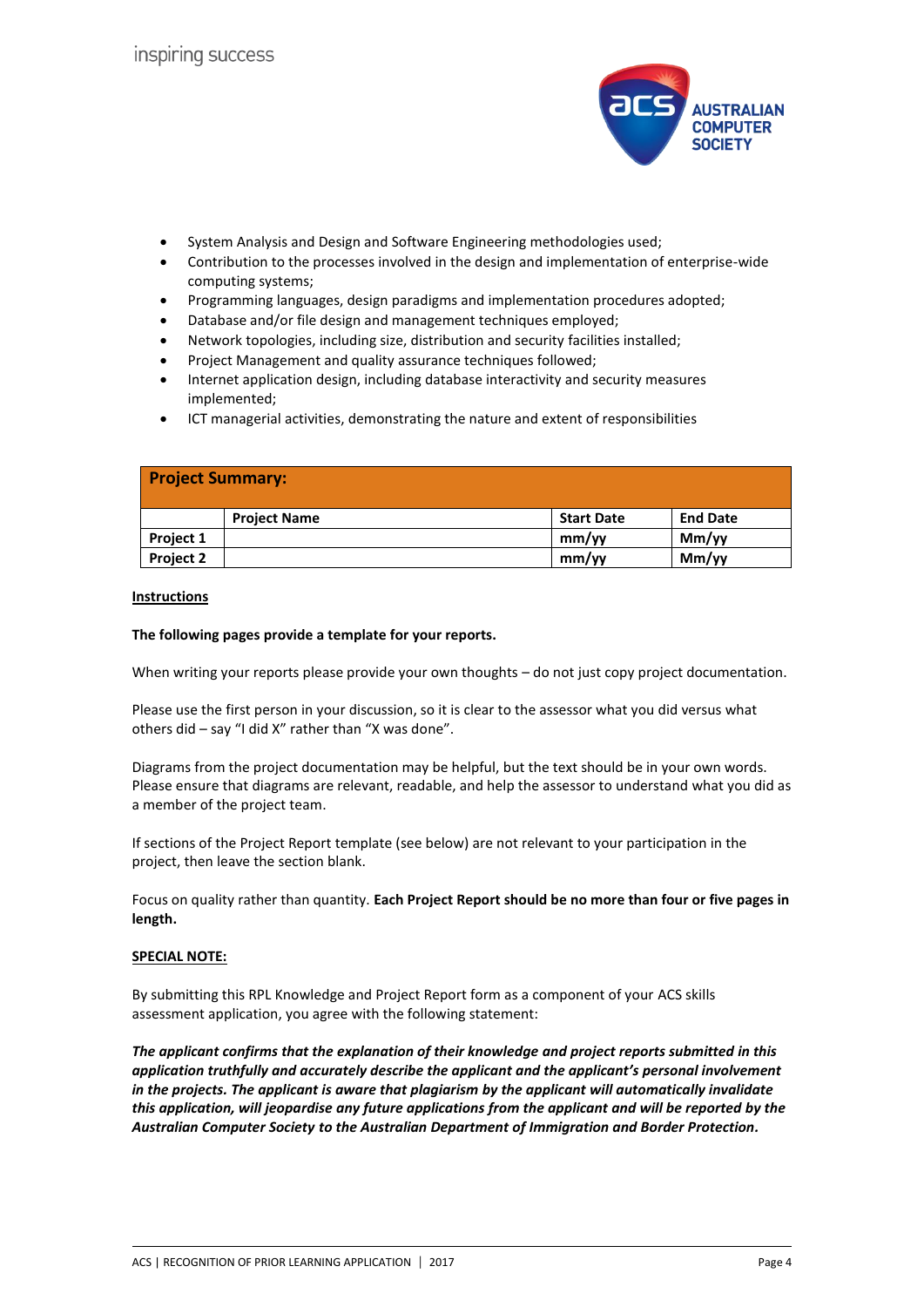- System Analysis and Design and Software Engineering methodologies used;
- Contribution to the processes involved in the design and implementation of enterprise-wide computing systems;
- Programming languages, design paradigms and implementation procedures adopted;
- Database and/or file design and management techniques employed;
- Network topologies, including size, distribution and security facilities installed;
- Project Management and quality assurance techniques followed;
- Internet application design, including database interactivity and security measures implemented;
- ICT managerial activities, demonstrating the nature and extent of responsibilities

| **Project Summary:** | | | |
|---|---|---|---|
| | **Project Name** | **Start Date** | **End Date** |
| **Project 1** | | **mm/yy** | **Mm/yy** |
| **Project 2** | | **mm/yy** | **Mm/yy** |

**Instructions**

**The following pages provide a template for your reports.**

When writing your reports please provide your own thoughts – do not just copy project documentation.

Please use the first person in your discussion, so it is clear to the assessor what you did versus what others did – say "I did X" rather than "X was done".

Diagrams from the project documentation may be helpful, but the text should be in your own words. Please ensure that diagrams are relevant, readable, and help the assessor to understand what you did as a member of the project team.

If sections of the Project Report template (see below) are not relevant to your participation in the project, then leave the section blank.

Focus on quality rather than quantity. **Each Project Report should be no more than four or five pages in length.**

**SPECIAL NOTE:**

By submitting this RPL Knowledge and Project Report form as a component of your ACS skills assessment application, you agree with the following statement:

***The applicant confirms that the explanation of their knowledge and project reports submitted in this application truthfully and accurately describe the applicant and the applicant's personal involvement in the projects. The applicant is aware that plagiarism by the applicant will automatically invalidate this application, will jeopardise any future applications from the applicant and will be reported by the Australian Computer Society to the Australian Department of Immigration and Border Protection.***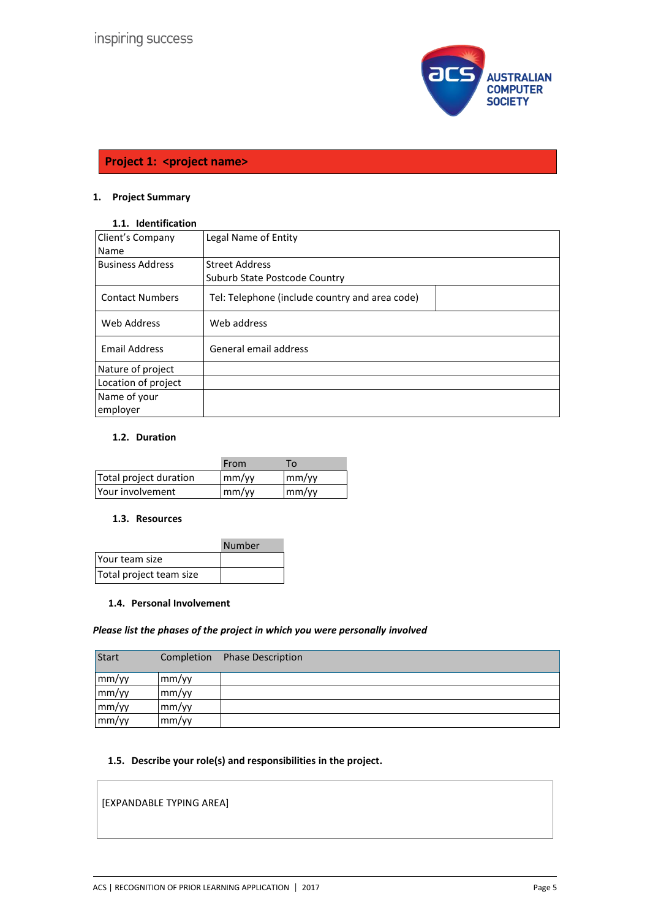## Project 1: <project name>

### 1. Project Summary

#### 1.1. Identification

| | | |
|---|---|---|
| Client's Company Name | Legal Name of Entity | |
| Business Address | Street Address<br>Suburb State Postcode Country | |
| Contact Numbers | Tel: Telephone (include country and area code) | |
| Web Address | Web address | |
| Email Address | General email address | |
| Nature of project | | |
| Location of project | | |
| Name of your employer | | |

#### 1.2. Duration

| | From | To |
|---|---|---|
| Total project duration | mm/yy | mm/yy |
| Your involvement | mm/yy | mm/yy |

#### 1.3. Resources

| | Number |
|---|---|
| Your team size | |
| Total project team size | |

#### 1.4. Personal Involvement

***Please list the phases of the project in which you were personally involved***

| Start | Completion | Phase Description |
|---|---|---|
| mm/yy | mm/yy | |
| mm/yy | mm/yy | |
| mm/yy | mm/yy | |
| mm/yy | mm/yy | |

#### 1.5. Describe your role(s) and responsibilities in the project.

[EXPANDABLE TYPING AREA]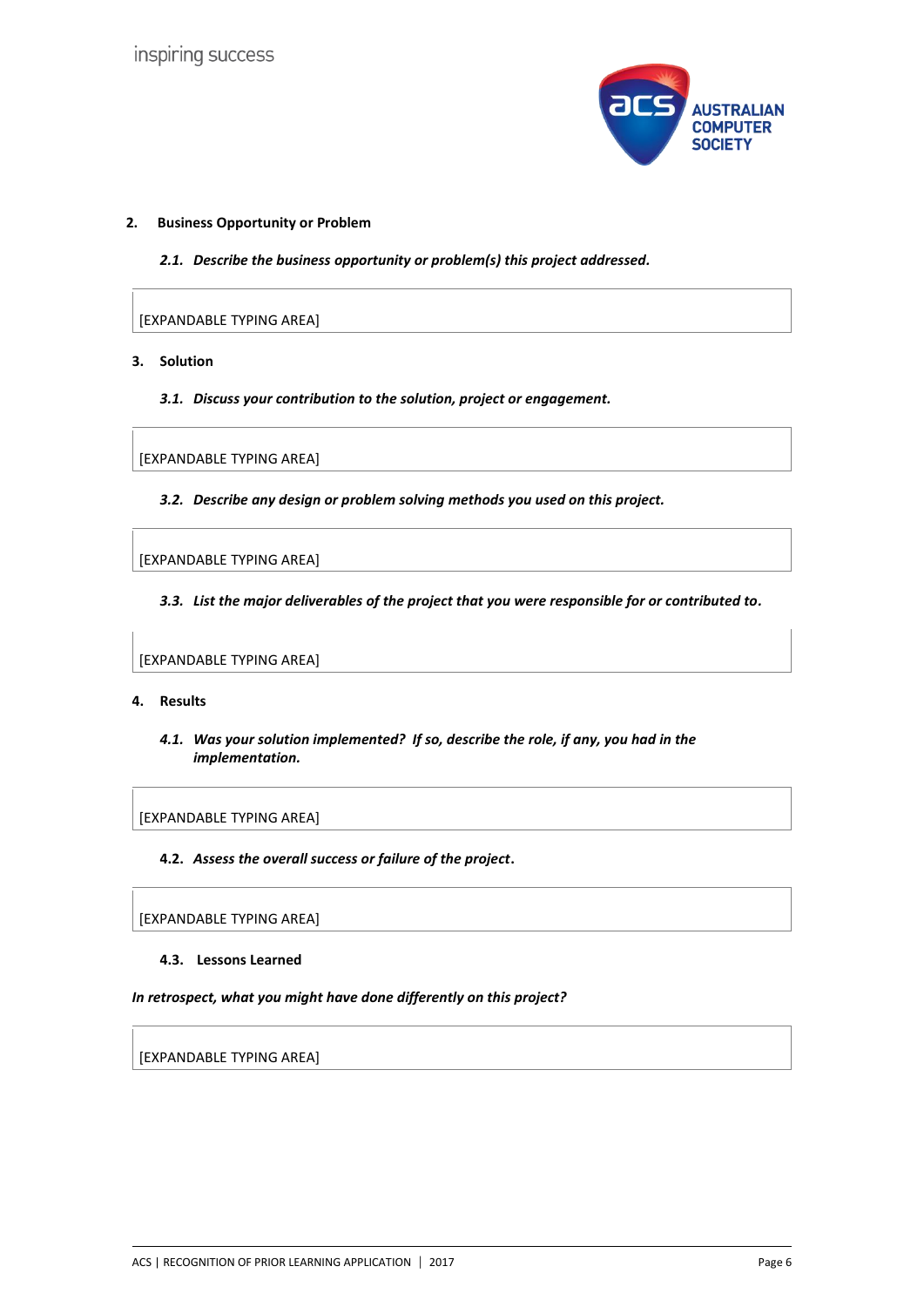## 2. Business Opportunity or Problem

***2.1. Describe the business opportunity or problem(s) this project addressed.***

[EXPANDABLE TYPING AREA]

## 3. Solution

***3.1. Discuss your contribution to the solution, project or engagement.***

[EXPANDABLE TYPING AREA]

***3.2. Describe any design or problem solving methods you used on this project.***

[EXPANDABLE TYPING AREA]

***3.3. List the major deliverables of the project that you were responsible for or contributed to.***

[EXPANDABLE TYPING AREA]

## 4. Results

***4.1. Was your solution implemented? If so, describe the role, if any, you had in the implementation.***

[EXPANDABLE TYPING AREA]

**4.2.** ***Assess the overall success or failure of the project.***

[EXPANDABLE TYPING AREA]

**4.3. Lessons Learned**

***In retrospect, what you might have done differently on this project?***

[EXPANDABLE TYPING AREA]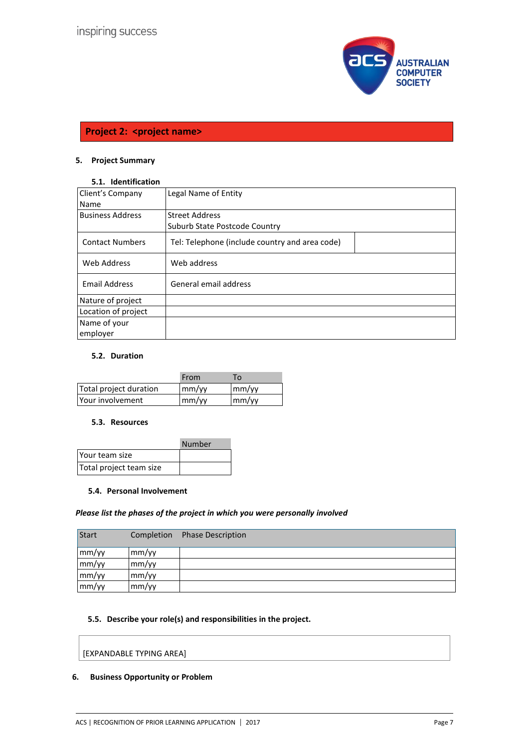## Project 2: <project name>

### 5. Project Summary

#### 5.1. Identification

| | | |
|---|---|---|
| Client's Company Name | Legal Name of Entity | |
| Business Address | Street Address<br>Suburb State Postcode Country | |
| Contact Numbers | Tel: Telephone (include country and area code) | |
| Web Address | Web address | |
| Email Address | General email address | |
| Nature of project | | |
| Location of project | | |
| Name of your employer | | |

#### 5.2. Duration

| | From | To |
|---|---|---|
| Total project duration | mm/yy | mm/yy |
| Your involvement | mm/yy | mm/yy |

#### 5.3. Resources

| | Number |
|---|---|
| Your team size | |
| Total project team size | |

#### 5.4. Personal Involvement

***Please list the phases of the project in which you were personally involved***

| Start | Completion | Phase Description |
|---|---|---|
| mm/yy | mm/yy | |
| mm/yy | mm/yy | |
| mm/yy | mm/yy | |
| mm/yy | mm/yy | |

#### 5.5. Describe your role(s) and responsibilities in the project.

[EXPANDABLE TYPING AREA]

### 6. Business Opportunity or Problem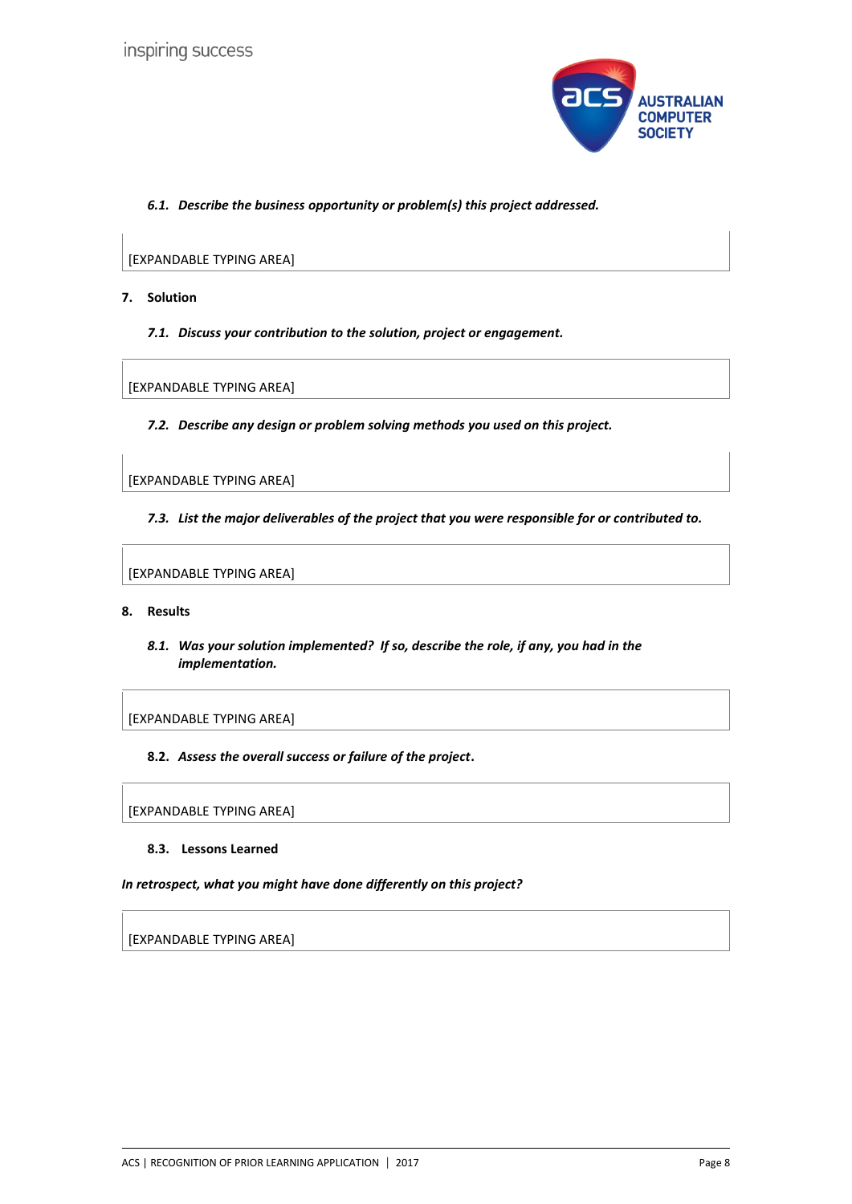*6.1. Describe the business opportunity or problem(s) this project addressed.*

[EXPANDABLE TYPING AREA]

**7. Solution**

*7.1. Discuss your contribution to the solution, project or engagement.*

[EXPANDABLE TYPING AREA]

*7.2. Describe any design or problem solving methods you used on this project.*

[EXPANDABLE TYPING AREA]

*7.3. List the major deliverables of the project that you were responsible for or contributed to.*

[EXPANDABLE TYPING AREA]

**8. Results**

*8.1. Was your solution implemented? If so, describe the role, if any, you had in the implementation.*

[EXPANDABLE TYPING AREA]

8.2. *Assess the overall success or failure of the project*.

[EXPANDABLE TYPING AREA]

**8.3. Lessons Learned**

*In retrospect, what you might have done differently on this project?*

[EXPANDABLE TYPING AREA]